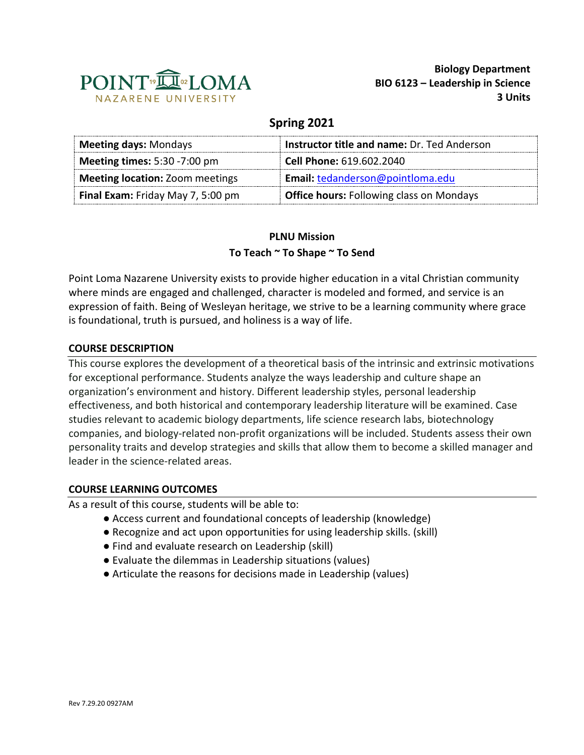POINT LOMA NAZARENE UNIVERSITY

**Biology Department**
**BIO 6123 – Leadership in Science**
**3 Units**

## Spring 2021

| **Meeting days:** Mondays | **Instructor title and name:** Dr. Ted Anderson |
|---|---|
| **Meeting times:** 5:30 -7:00 pm | **Cell Phone:** 619.602.2040 |
| **Meeting location:** Zoom meetings | **Email:** tedanderson@pointloma.edu |
| **Final Exam:** Friday May 7, 5:00 pm | **Office hours:** Following class on Mondays |

**PLNU Mission**
**To Teach ~ To Shape ~ To Send**

Point Loma Nazarene University exists to provide higher education in a vital Christian community where minds are engaged and challenged, character is modeled and formed, and service is an expression of faith. Being of Wesleyan heritage, we strive to be a learning community where grace is foundational, truth is pursued, and holiness is a way of life.

### COURSE DESCRIPTION

This course explores the development of a theoretical basis of the intrinsic and extrinsic motivations for exceptional performance. Students analyze the ways leadership and culture shape an organization's environment and history. Different leadership styles, personal leadership effectiveness, and both historical and contemporary leadership literature will be examined. Case studies relevant to academic biology departments, life science research labs, biotechnology companies, and biology-related non-profit organizations will be included. Students assess their own personality traits and develop strategies and skills that allow them to become a skilled manager and leader in the science-related areas.

### COURSE LEARNING OUTCOMES

As a result of this course, students will be able to:

- Access current and foundational concepts of leadership (knowledge)
- Recognize and act upon opportunities for using leadership skills. (skill)
- Find and evaluate research on Leadership (skill)
- Evaluate the dilemmas in Leadership situations (values)
- Articulate the reasons for decisions made in Leadership (values)

Rev 7.29.20 0927AM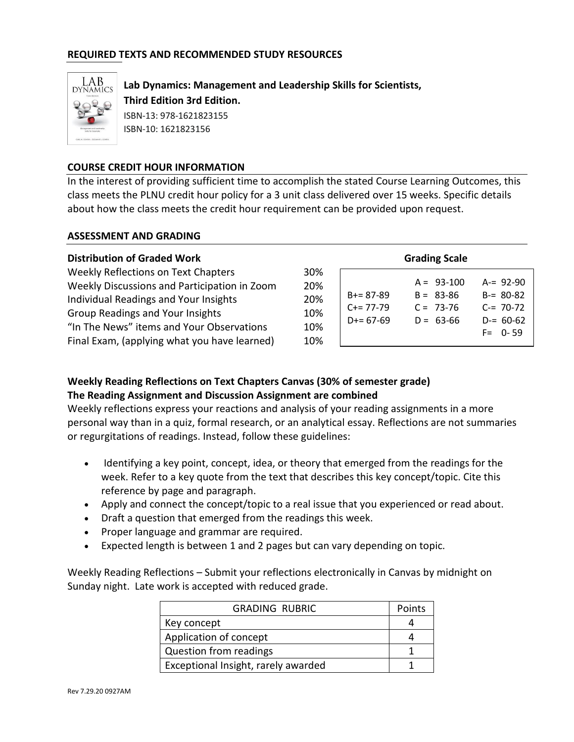## REQUIRED TEXTS AND RECOMMENDED STUDY RESOURCES

**Lab Dynamics: Management and Leadership Skills for Scientists, Third Edition 3rd Edition.**

ISBN-13: 978-1621823155

ISBN-10: 1621823156

## COURSE CREDIT HOUR INFORMATION

In the interest of providing sufficient time to accomplish the stated Course Learning Outcomes, this class meets the PLNU credit hour policy for a 3 unit class delivered over 15 weeks. Specific details about how the class meets the credit hour requirement can be provided upon request.

## ASSESSMENT AND GRADING

**Distribution of Graded Work**

| Item | Weight |
|---|---|
| Weekly Reflections on Text Chapters | 30% |
| Weekly Discussions and Participation in Zoom | 20% |
| Individual Readings and Your Insights | 20% |
| Group Readings and Your Insights | 10% |
| "In The News" items and Your Observations | 10% |
| Final Exam, (applying what you have learned) | 10% |

**Grading Scale**

| | | |
|---|---|---|
| | A = 93-100 | A-= 92-90 |
| B+= 87-89 | B = 83-86 | B-= 80-82 |
| C+= 77-79 | C = 73-76 | C-= 70-72 |
| D+= 67-69 | D = 63-66 | D-= 60-62 |
| | | F= 0- 59 |

**Weekly Reading Reflections on Text Chapters Canvas (30% of semester grade)**
**The Reading Assignment and Discussion Assignment are combined**

Weekly reflections express your reactions and analysis of your reading assignments in a more personal way than in a quiz, formal research, or an analytical essay. Reflections are not summaries or regurgitations of readings. Instead, follow these guidelines:

- Identifying a key point, concept, idea, or theory that emerged from the readings for the week. Refer to a key quote from the text that describes this key concept/topic. Cite this reference by page and paragraph.
- Apply and connect the concept/topic to a real issue that you experienced or read about.
- Draft a question that emerged from the readings this week.
- Proper language and grammar are required.
- Expected length is between 1 and 2 pages but can vary depending on topic.

Weekly Reading Reflections – Submit your reflections electronically in Canvas by midnight on Sunday night. Late work is accepted with reduced grade.

| GRADING RUBRIC | Points |
|---|---|
| Key concept | 4 |
| Application of concept | 4 |
| Question from readings | 1 |
| Exceptional Insight, rarely awarded | 1 |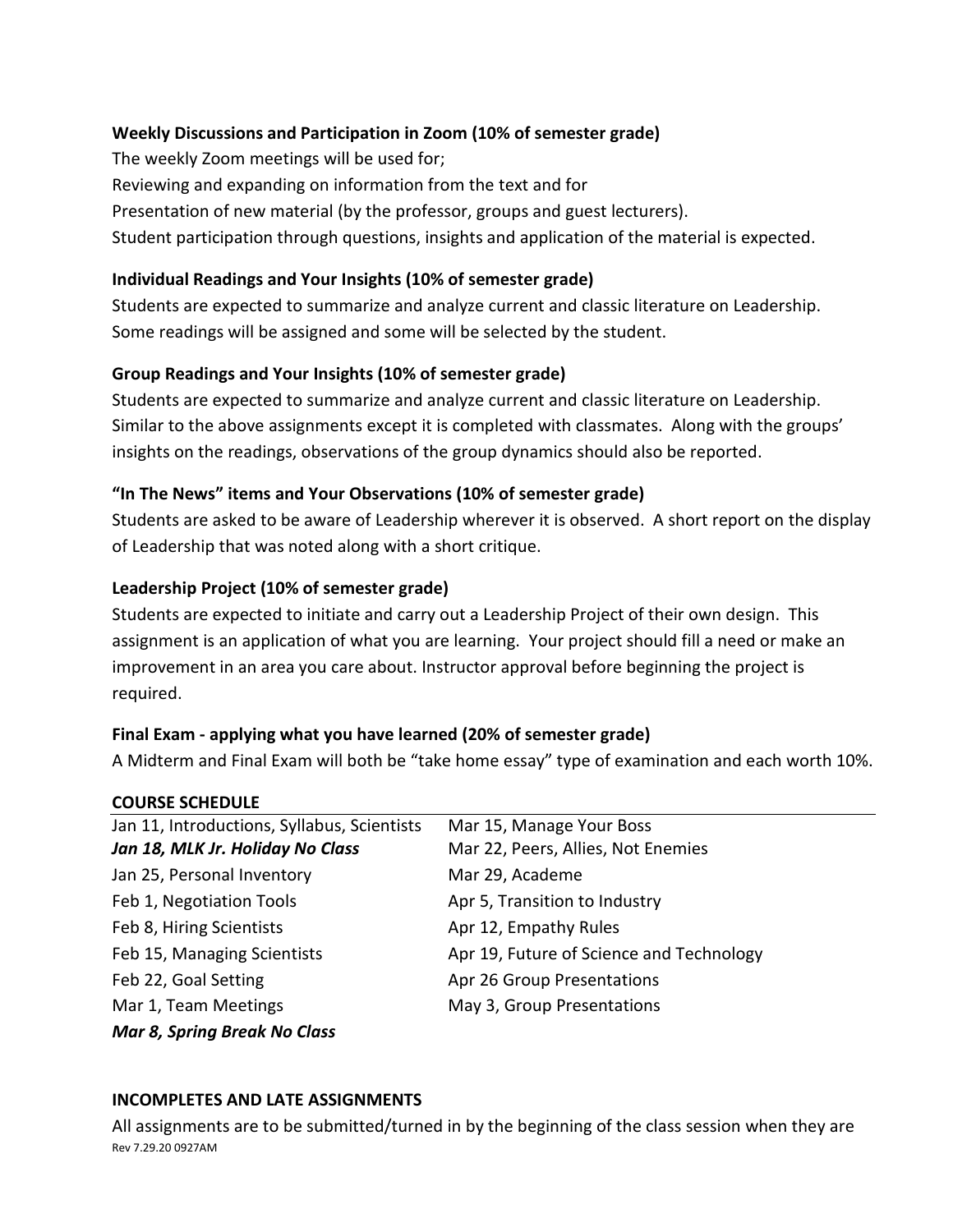**Weekly Discussions and Participation in Zoom (10% of semester grade)**

The weekly Zoom meetings will be used for;
Reviewing and expanding on information from the text and for
Presentation of new material (by the professor, groups and guest lecturers).
Student participation through questions, insights and application of the material is expected.

**Individual Readings and Your Insights (10% of semester grade)**

Students are expected to summarize and analyze current and classic literature on Leadership. Some readings will be assigned and some will be selected by the student.

**Group Readings and Your Insights (10% of semester grade)**

Students are expected to summarize and analyze current and classic literature on Leadership. Similar to the above assignments except it is completed with classmates. Along with the groups' insights on the readings, observations of the group dynamics should also be reported.

**"In The News" items and Your Observations (10% of semester grade)**

Students are asked to be aware of Leadership wherever it is observed. A short report on the display of Leadership that was noted along with a short critique.

**Leadership Project (10% of semester grade)**

Students are expected to initiate and carry out a Leadership Project of their own design. This assignment is an application of what you are learning. Your project should fill a need or make an improvement in an area you care about. Instructor approval before beginning the project is required.

**Final Exam - applying what you have learned (20% of semester grade)**

A Midterm and Final Exam will both be "take home essay" type of examination and each worth 10%.

**COURSE SCHEDULE**

| | |
|---|---|
| Jan 11, Introductions, Syllabus, Scientists | Mar 15, Manage Your Boss |
| ***Jan 18, MLK Jr. Holiday No Class*** | Mar 22, Peers, Allies, Not Enemies |
| Jan 25, Personal Inventory | Mar 29, Academe |
| Feb 1, Negotiation Tools | Apr 5, Transition to Industry |
| Feb 8, Hiring Scientists | Apr 12, Empathy Rules |
| Feb 15, Managing Scientists | Apr 19, Future of Science and Technology |
| Feb 22, Goal Setting | Apr 26 Group Presentations |
| Mar 1, Team Meetings | May 3, Group Presentations |
| ***Mar 8, Spring Break No Class*** | |

**INCOMPLETES AND LATE ASSIGNMENTS**

All assignments are to be submitted/turned in by the beginning of the class session when they are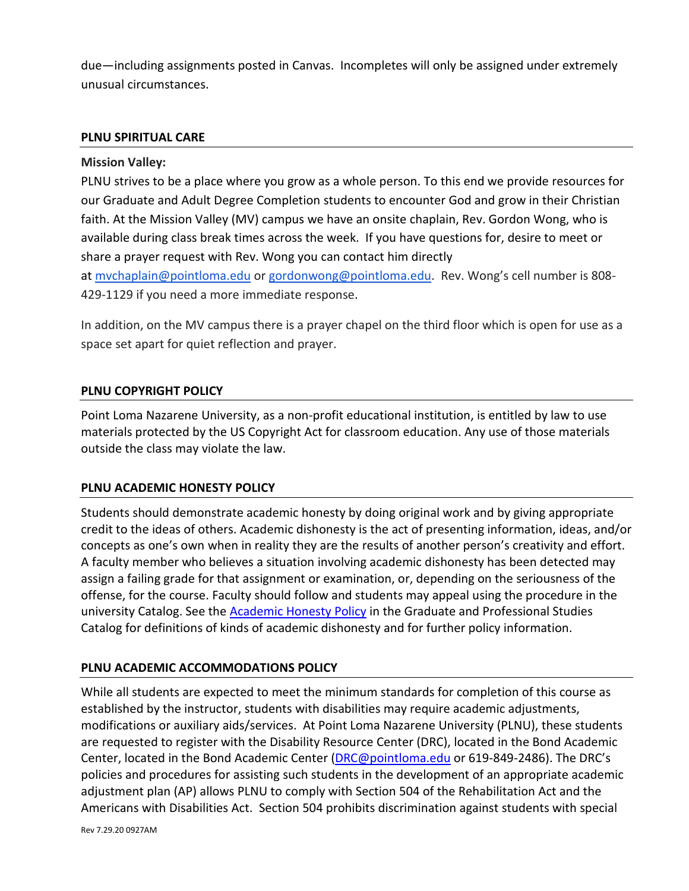due—including assignments posted in Canvas.  Incompletes will only be assigned under extremely unusual circumstances.

## PLNU SPIRITUAL CARE

**Mission Valley:**

PLNU strives to be a place where you grow as a whole person. To this end we provide resources for our Graduate and Adult Degree Completion students to encounter God and grow in their Christian faith. At the Mission Valley (MV) campus we have an onsite chaplain, Rev. Gordon Wong, who is available during class break times across the week.  If you have questions for, desire to meet or share a prayer request with Rev. Wong you can contact him directly at [mvchaplain@pointloma.edu](mailto:mvchaplain@pointloma.edu) or [gordonwong@pointloma.edu](mailto:gordonwong@pointloma.edu).  Rev. Wong's cell number is 808-429-1129 if you need a more immediate response.

In addition, on the MV campus there is a prayer chapel on the third floor which is open for use as a space set apart for quiet reflection and prayer.

## PLNU COPYRIGHT POLICY

Point Loma Nazarene University, as a non-profit educational institution, is entitled by law to use materials protected by the US Copyright Act for classroom education. Any use of those materials outside the class may violate the law.

## PLNU ACADEMIC HONESTY POLICY

Students should demonstrate academic honesty by doing original work and by giving appropriate credit to the ideas of others. Academic dishonesty is the act of presenting information, ideas, and/or concepts as one's own when in reality they are the results of another person's creativity and effort. A faculty member who believes a situation involving academic dishonesty has been detected may assign a failing grade for that assignment or examination, or, depending on the seriousness of the offense, for the course. Faculty should follow and students may appeal using the procedure in the university Catalog. See the [Academic Honesty Policy] in the Graduate and Professional Studies Catalog for definitions of kinds of academic dishonesty and for further policy information.

## PLNU ACADEMIC ACCOMMODATIONS POLICY

While all students are expected to meet the minimum standards for completion of this course as established by the instructor, students with disabilities may require academic adjustments, modifications or auxiliary aids/services.  At Point Loma Nazarene University (PLNU), these students are requested to register with the Disability Resource Center (DRC), located in the Bond Academic Center, located in the Bond Academic Center ([DRC@pointloma.edu](mailto:DRC@pointloma.edu) or 619-849-2486). The DRC's policies and procedures for assisting such students in the development of an appropriate academic adjustment plan (AP) allows PLNU to comply with Section 504 of the Rehabilitation Act and the Americans with Disabilities Act.  Section 504 prohibits discrimination against students with special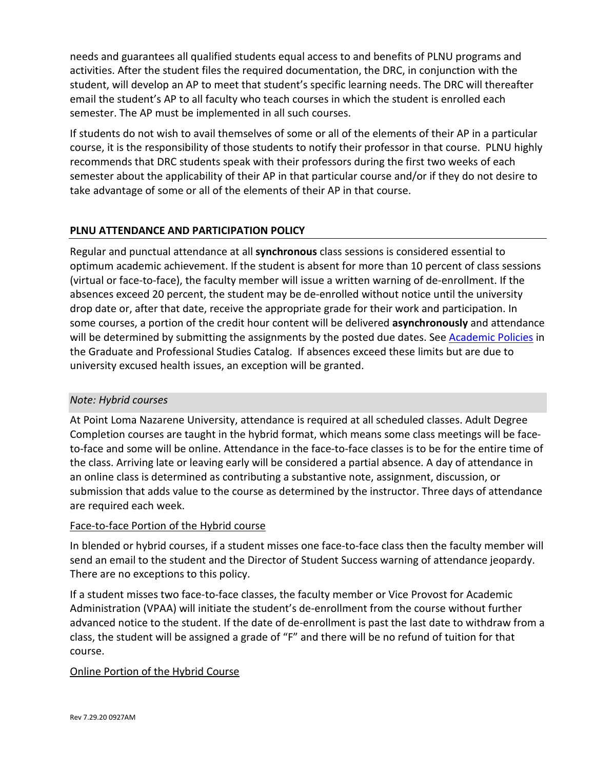needs and guarantees all qualified students equal access to and benefits of PLNU programs and activities. After the student files the required documentation, the DRC, in conjunction with the student, will develop an AP to meet that student's specific learning needs. The DRC will thereafter email the student's AP to all faculty who teach courses in which the student is enrolled each semester. The AP must be implemented in all such courses.

If students do not wish to avail themselves of some or all of the elements of their AP in a particular course, it is the responsibility of those students to notify their professor in that course. PLNU highly recommends that DRC students speak with their professors during the first two weeks of each semester about the applicability of their AP in that particular course and/or if they do not desire to take advantage of some or all of the elements of their AP in that course.

## PLNU ATTENDANCE AND PARTICIPATION POLICY

Regular and punctual attendance at all **synchronous** class sessions is considered essential to optimum academic achievement. If the student is absent for more than 10 percent of class sessions (virtual or face-to-face), the faculty member will issue a written warning of de-enrollment. If the absences exceed 20 percent, the student may be de-enrolled without notice until the university drop date or, after that date, receive the appropriate grade for their work and participation. In some courses, a portion of the credit hour content will be delivered **asynchronously** and attendance will be determined by submitting the assignments by the posted due dates. See Academic Policies in the Graduate and Professional Studies Catalog. If absences exceed these limits but are due to university excused health issues, an exception will be granted.

### *Note: Hybrid courses*

At Point Loma Nazarene University, attendance is required at all scheduled classes. Adult Degree Completion courses are taught in the hybrid format, which means some class meetings will be face-to-face and some will be online. Attendance in the face-to-face classes is to be for the entire time of the class. Arriving late or leaving early will be considered a partial absence. A day of attendance in an online class is determined as contributing a substantive note, assignment, discussion, or submission that adds value to the course as determined by the instructor. Three days of attendance are required each week.

#### Face-to-face Portion of the Hybrid course

In blended or hybrid courses, if a student misses one face-to-face class then the faculty member will send an email to the student and the Director of Student Success warning of attendance jeopardy. There are no exceptions to this policy.

If a student misses two face-to-face classes, the faculty member or Vice Provost for Academic Administration (VPAA) will initiate the student's de-enrollment from the course without further advanced notice to the student. If the date of de-enrollment is past the last date to withdraw from a class, the student will be assigned a grade of "F" and there will be no refund of tuition for that course.

#### Online Portion of the Hybrid Course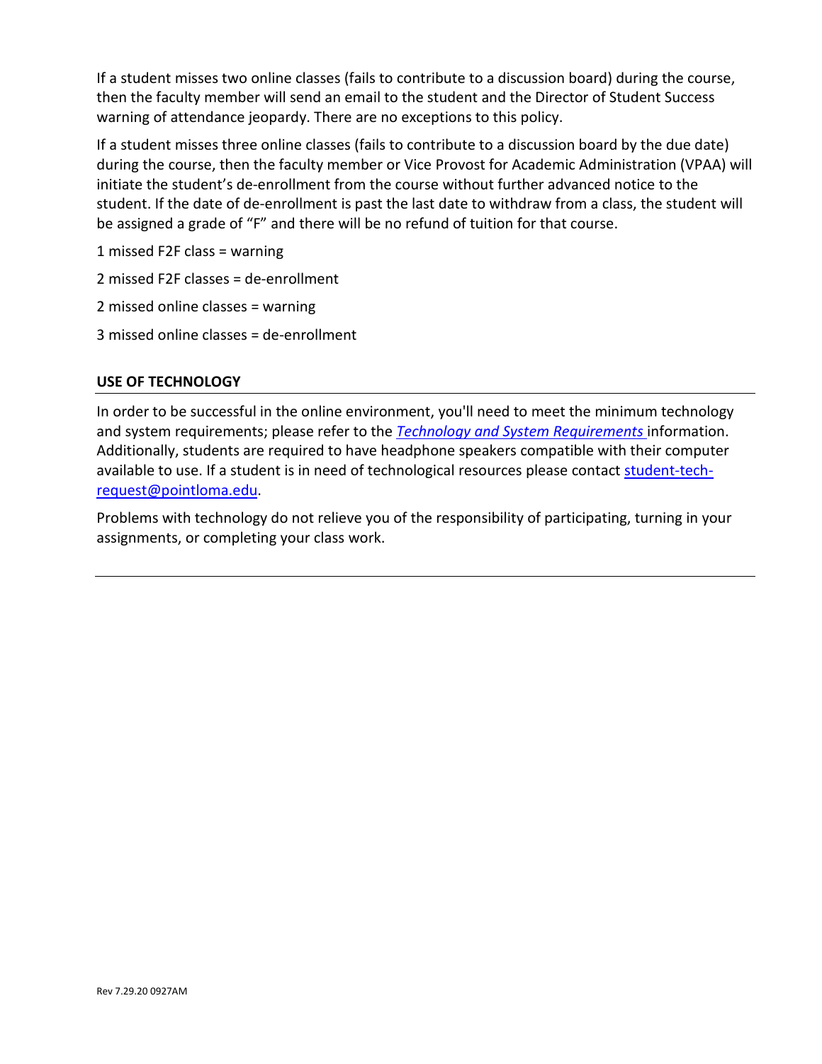If a student misses two online classes (fails to contribute to a discussion board) during the course, then the faculty member will send an email to the student and the Director of Student Success warning of attendance jeopardy. There are no exceptions to this policy.

If a student misses three online classes (fails to contribute to a discussion board by the due date) during the course, then the faculty member or Vice Provost for Academic Administration (VPAA) will initiate the student's de-enrollment from the course without further advanced notice to the student. If the date of de-enrollment is past the last date to withdraw from a class, the student will be assigned a grade of "F" and there will be no refund of tuition for that course.

1 missed F2F class = warning

2 missed F2F classes = de-enrollment

2 missed online classes = warning

3 missed online classes = de-enrollment

**USE OF TECHNOLOGY**

In order to be successful in the online environment, you'll need to meet the minimum technology and system requirements; please refer to the *Technology and System Requirements* information. Additionally, students are required to have headphone speakers compatible with their computer available to use. If a student is in need of technological resources please contact student-tech-request@pointloma.edu.

Problems with technology do not relieve you of the responsibility of participating, turning in your assignments, or completing your class work.

Rev 7.29.20 0927AM